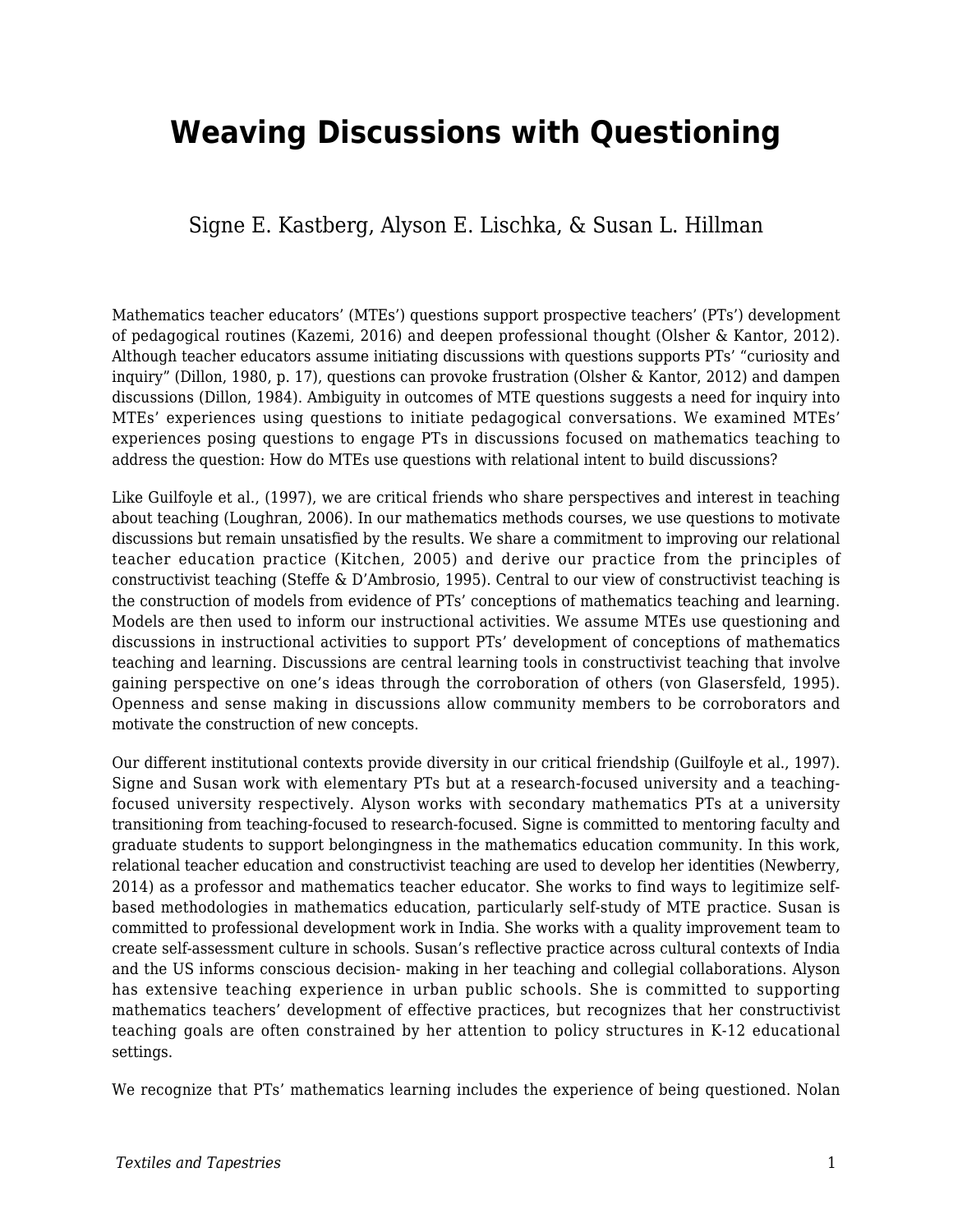# Weaving Discussions with Questioning

Signe E. Kastberg, Alyson E. Lischka, & Susan L. Hillman

Mathematics teacher educators' (MTEs') questions support prospective teachers' (PTs') development of pedagogical routines (Kazemi, 2016) and deepen professional thought (Olsher & Kantor, 2012). Although teacher educators assume initiating discussions with questions supports PTs' "curiosity and inquiry" (Dillon, 1980, p. 17), questions can provoke frustration (Olsher & Kantor, 2012) and dampen discussions (Dillon, 1984). Ambiguity in outcomes of MTE questions suggests a need for inquiry into MTEs' experiences using questions to initiate pedagogical conversations. We examined MTEs' experiences posing questions to engage PTs in discussions focused on mathematics teaching to address the question: How do MTEs use questions with relational intent to build discussions?

Like Guilfoyle et al., (1997), we are critical friends who share perspectives and interest in teaching about teaching (Loughran, 2006). In our mathematics methods courses, we use questions to motivate discussions but remain unsatisfied by the results. We share a commitment to improving our relational teacher education practice (Kitchen, 2005) and derive our practice from the principles of constructivist teaching (Steffe & D'Ambrosio, 1995). Central to our view of constructivist teaching is the construction of models from evidence of PTs' conceptions of mathematics teaching and learning. Models are then used to inform our instructional activities. We assume MTEs use questioning and discussions in instructional activities to support PTs' development of conceptions of mathematics teaching and learning. Discussions are central learning tools in constructivist teaching that involve gaining perspective on one's ideas through the corroboration of others (von Glasersfeld, 1995). Openness and sense making in discussions allow community members to be corroborators and motivate the construction of new concepts.

Our different institutional contexts provide diversity in our critical friendship (Guilfoyle et al., 1997). Signe and Susan work with elementary PTs but at a research-focused university and a teaching-focused university respectively. Alyson works with secondary mathematics PTs at a university transitioning from teaching-focused to research-focused. Signe is committed to mentoring faculty and graduate students to support belongingness in the mathematics education community. In this work, relational teacher education and constructivist teaching are used to develop her identities (Newberry, 2014) as a professor and mathematics teacher educator. She works to find ways to legitimize self-based methodologies in mathematics education, particularly self-study of MTE practice. Susan is committed to professional development work in India. She works with a quality improvement team to create self-assessment culture in schools. Susan's reflective practice across cultural contexts of India and the US informs conscious decision- making in her teaching and collegial collaborations. Alyson has extensive teaching experience in urban public schools. She is committed to supporting mathematics teachers' development of effective practices, but recognizes that her constructivist teaching goals are often constrained by her attention to policy structures in K-12 educational settings.

We recognize that PTs' mathematics learning includes the experience of being questioned. Nolan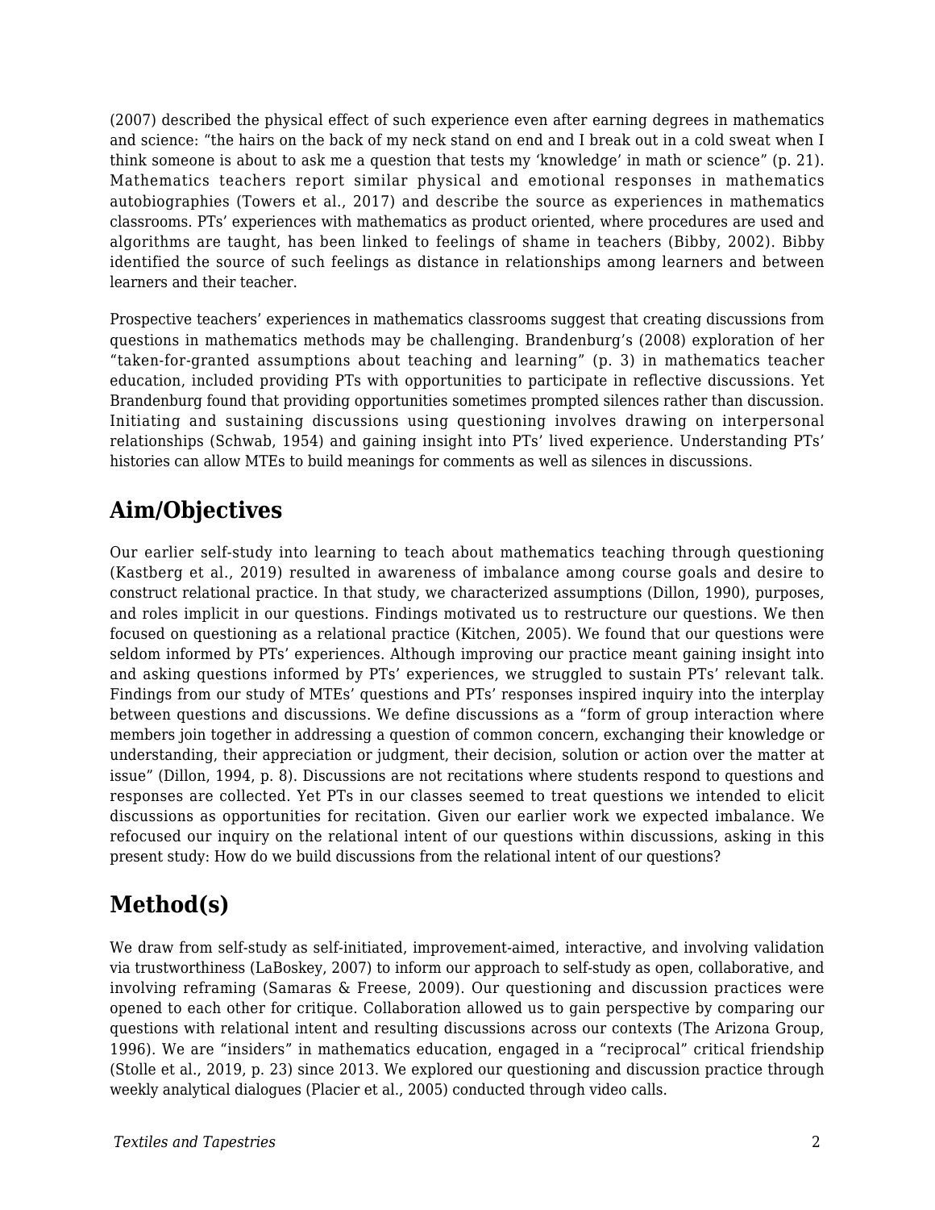(2007) described the physical effect of such experience even after earning degrees in mathematics and science: “the hairs on the back of my neck stand on end and I break out in a cold sweat when I think someone is about to ask me a question that tests my ‘knowledge’ in math or science” (p. 21). Mathematics teachers report similar physical and emotional responses in mathematics autobiographies (Towers et al., 2017) and describe the source as experiences in mathematics classrooms. PTs’ experiences with mathematics as product oriented, where procedures are used and algorithms are taught, has been linked to feelings of shame in teachers (Bibby, 2002). Bibby identified the source of such feelings as distance in relationships among learners and between learners and their teacher.

Prospective teachers’ experiences in mathematics classrooms suggest that creating discussions from questions in mathematics methods may be challenging. Brandenburg’s (2008) exploration of her “taken-for-granted assumptions about teaching and learning” (p. 3) in mathematics teacher education, included providing PTs with opportunities to participate in reflective discussions. Yet Brandenburg found that providing opportunities sometimes prompted silences rather than discussion. Initiating and sustaining discussions using questioning involves drawing on interpersonal relationships (Schwab, 1954) and gaining insight into PTs’ lived experience. Understanding PTs’ histories can allow MTEs to build meanings for comments as well as silences in discussions.

## Aim/Objectives

Our earlier self-study into learning to teach about mathematics teaching through questioning (Kastberg et al., 2019) resulted in awareness of imbalance among course goals and desire to construct relational practice. In that study, we characterized assumptions (Dillon, 1990), purposes, and roles implicit in our questions. Findings motivated us to restructure our questions. We then focused on questioning as a relational practice (Kitchen, 2005). We found that our questions were seldom informed by PTs’ experiences. Although improving our practice meant gaining insight into and asking questions informed by PTs’ experiences, we struggled to sustain PTs’ relevant talk. Findings from our study of MTEs’ questions and PTs’ responses inspired inquiry into the interplay between questions and discussions. We define discussions as a “form of group interaction where members join together in addressing a question of common concern, exchanging their knowledge or understanding, their appreciation or judgment, their decision, solution or action over the matter at issue” (Dillon, 1994, p. 8). Discussions are not recitations where students respond to questions and responses are collected. Yet PTs in our classes seemed to treat questions we intended to elicit discussions as opportunities for recitation. Given our earlier work we expected imbalance. We refocused our inquiry on the relational intent of our questions within discussions, asking in this present study: How do we build discussions from the relational intent of our questions?

## Method(s)

We draw from self-study as self-initiated, improvement-aimed, interactive, and involving validation via trustworthiness (LaBoskey, 2007) to inform our approach to self-study as open, collaborative, and involving reframing (Samaras & Freese, 2009). Our questioning and discussion practices were opened to each other for critique. Collaboration allowed us to gain perspective by comparing our questions with relational intent and resulting discussions across our contexts (The Arizona Group, 1996). We are “insiders” in mathematics education, engaged in a “reciprocal” critical friendship (Stolle et al., 2019, p. 23) since 2013. We explored our questioning and discussion practice through weekly analytical dialogues (Placier et al., 2005) conducted through video calls.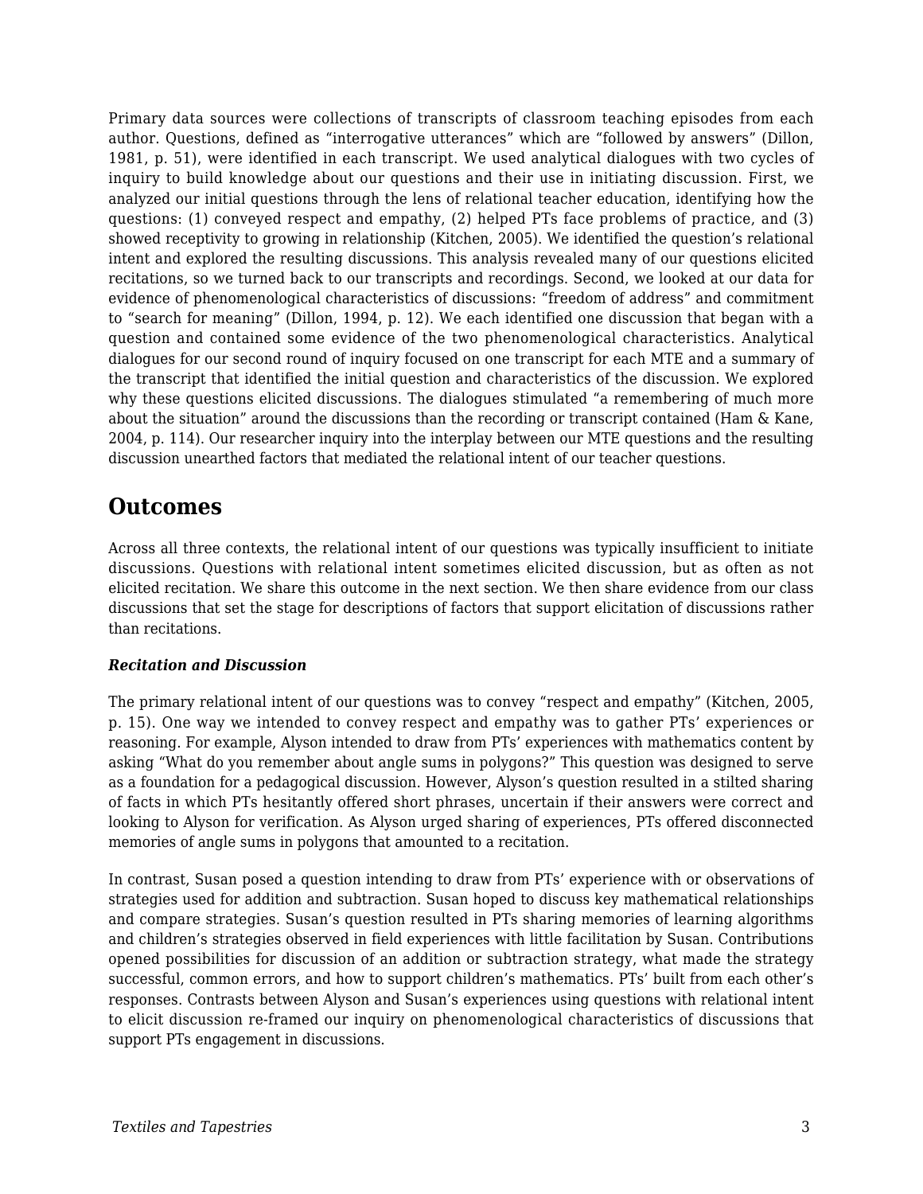Primary data sources were collections of transcripts of classroom teaching episodes from each author. Questions, defined as “interrogative utterances” which are “followed by answers” (Dillon, 1981, p. 51), were identified in each transcript. We used analytical dialogues with two cycles of inquiry to build knowledge about our questions and their use in initiating discussion. First, we analyzed our initial questions through the lens of relational teacher education, identifying how the questions: (1) conveyed respect and empathy, (2) helped PTs face problems of practice, and (3) showed receptivity to growing in relationship (Kitchen, 2005). We identified the question’s relational intent and explored the resulting discussions. This analysis revealed many of our questions elicited recitations, so we turned back to our transcripts and recordings. Second, we looked at our data for evidence of phenomenological characteristics of discussions: “freedom of address” and commitment to “search for meaning” (Dillon, 1994, p. 12). We each identified one discussion that began with a question and contained some evidence of the two phenomenological characteristics. Analytical dialogues for our second round of inquiry focused on one transcript for each MTE and a summary of the transcript that identified the initial question and characteristics of the discussion. We explored why these questions elicited discussions. The dialogues stimulated “a remembering of much more about the situation” around the discussions than the recording or transcript contained (Ham & Kane, 2004, p. 114). Our researcher inquiry into the interplay between our MTE questions and the resulting discussion unearthed factors that mediated the relational intent of our teacher questions.

## Outcomes

Across all three contexts, the relational intent of our questions was typically insufficient to initiate discussions. Questions with relational intent sometimes elicited discussion, but as often as not elicited recitation. We share this outcome in the next section. We then share evidence from our class discussions that set the stage for descriptions of factors that support elicitation of discussions rather than recitations.

***Recitation and Discussion***

The primary relational intent of our questions was to convey “respect and empathy” (Kitchen, 2005, p. 15). One way we intended to convey respect and empathy was to gather PTs’ experiences or reasoning. For example, Alyson intended to draw from PTs’ experiences with mathematics content by asking “What do you remember about angle sums in polygons?” This question was designed to serve as a foundation for a pedagogical discussion. However, Alyson’s question resulted in a stilted sharing of facts in which PTs hesitantly offered short phrases, uncertain if their answers were correct and looking to Alyson for verification. As Alyson urged sharing of experiences, PTs offered disconnected memories of angle sums in polygons that amounted to a recitation.

In contrast, Susan posed a question intending to draw from PTs’ experience with or observations of strategies used for addition and subtraction. Susan hoped to discuss key mathematical relationships and compare strategies. Susan’s question resulted in PTs sharing memories of learning algorithms and children’s strategies observed in field experiences with little facilitation by Susan. Contributions opened possibilities for discussion of an addition or subtraction strategy, what made the strategy successful, common errors, and how to support children’s mathematics. PTs’ built from each other’s responses. Contrasts between Alyson and Susan’s experiences using questions with relational intent to elicit discussion re-framed our inquiry on phenomenological characteristics of discussions that support PTs engagement in discussions.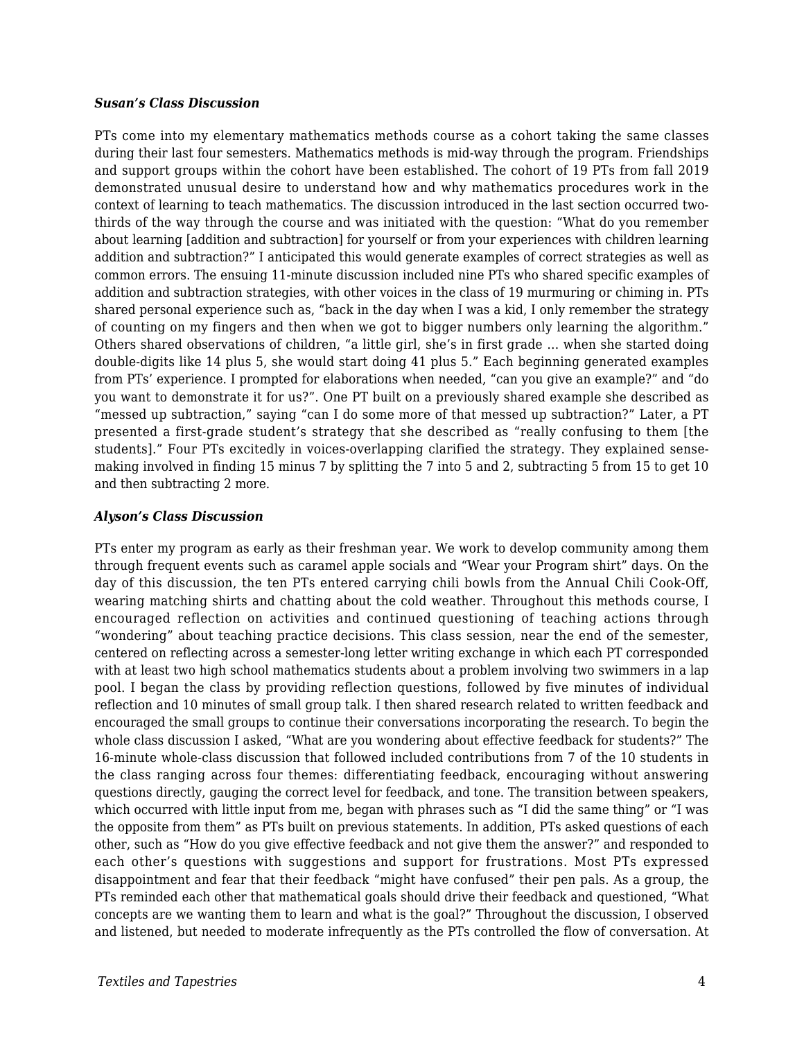### *Susan's Class Discussion*

PTs come into my elementary mathematics methods course as a cohort taking the same classes during their last four semesters. Mathematics methods is mid-way through the program. Friendships and support groups within the cohort have been established. The cohort of 19 PTs from fall 2019 demonstrated unusual desire to understand how and why mathematics procedures work in the context of learning to teach mathematics. The discussion introduced in the last section occurred two-thirds of the way through the course and was initiated with the question: "What do you remember about learning [addition and subtraction] for yourself or from your experiences with children learning addition and subtraction?" I anticipated this would generate examples of correct strategies as well as common errors. The ensuing 11-minute discussion included nine PTs who shared specific examples of addition and subtraction strategies, with other voices in the class of 19 murmuring or chiming in. PTs shared personal experience such as, "back in the day when I was a kid, I only remember the strategy of counting on my fingers and then when we got to bigger numbers only learning the algorithm." Others shared observations of children, "a little girl, she's in first grade … when she started doing double-digits like 14 plus 5, she would start doing 41 plus 5." Each beginning generated examples from PTs' experience. I prompted for elaborations when needed, "can you give an example?" and "do you want to demonstrate it for us?". One PT built on a previously shared example she described as "messed up subtraction," saying "can I do some more of that messed up subtraction?" Later, a PT presented a first-grade student's strategy that she described as "really confusing to them [the students]." Four PTs excitedly in voices-overlapping clarified the strategy. They explained sense-making involved in finding 15 minus 7 by splitting the 7 into 5 and 2, subtracting 5 from 15 to get 10 and then subtracting 2 more.

### *Alyson's Class Discussion*

PTs enter my program as early as their freshman year. We work to develop community among them through frequent events such as caramel apple socials and "Wear your Program shirt" days. On the day of this discussion, the ten PTs entered carrying chili bowls from the Annual Chili Cook-Off, wearing matching shirts and chatting about the cold weather. Throughout this methods course, I encouraged reflection on activities and continued questioning of teaching actions through "wondering" about teaching practice decisions. This class session, near the end of the semester, centered on reflecting across a semester-long letter writing exchange in which each PT corresponded with at least two high school mathematics students about a problem involving two swimmers in a lap pool. I began the class by providing reflection questions, followed by five minutes of individual reflection and 10 minutes of small group talk. I then shared research related to written feedback and encouraged the small groups to continue their conversations incorporating the research. To begin the whole class discussion I asked, "What are you wondering about effective feedback for students?" The 16-minute whole-class discussion that followed included contributions from 7 of the 10 students in the class ranging across four themes: differentiating feedback, encouraging without answering questions directly, gauging the correct level for feedback, and tone. The transition between speakers, which occurred with little input from me, began with phrases such as "I did the same thing" or "I was the opposite from them" as PTs built on previous statements. In addition, PTs asked questions of each other, such as "How do you give effective feedback and not give them the answer?" and responded to each other's questions with suggestions and support for frustrations. Most PTs expressed disappointment and fear that their feedback "might have confused" their pen pals. As a group, the PTs reminded each other that mathematical goals should drive their feedback and questioned, "What concepts are we wanting them to learn and what is the goal?" Throughout the discussion, I observed and listened, but needed to moderate infrequently as the PTs controlled the flow of conversation. At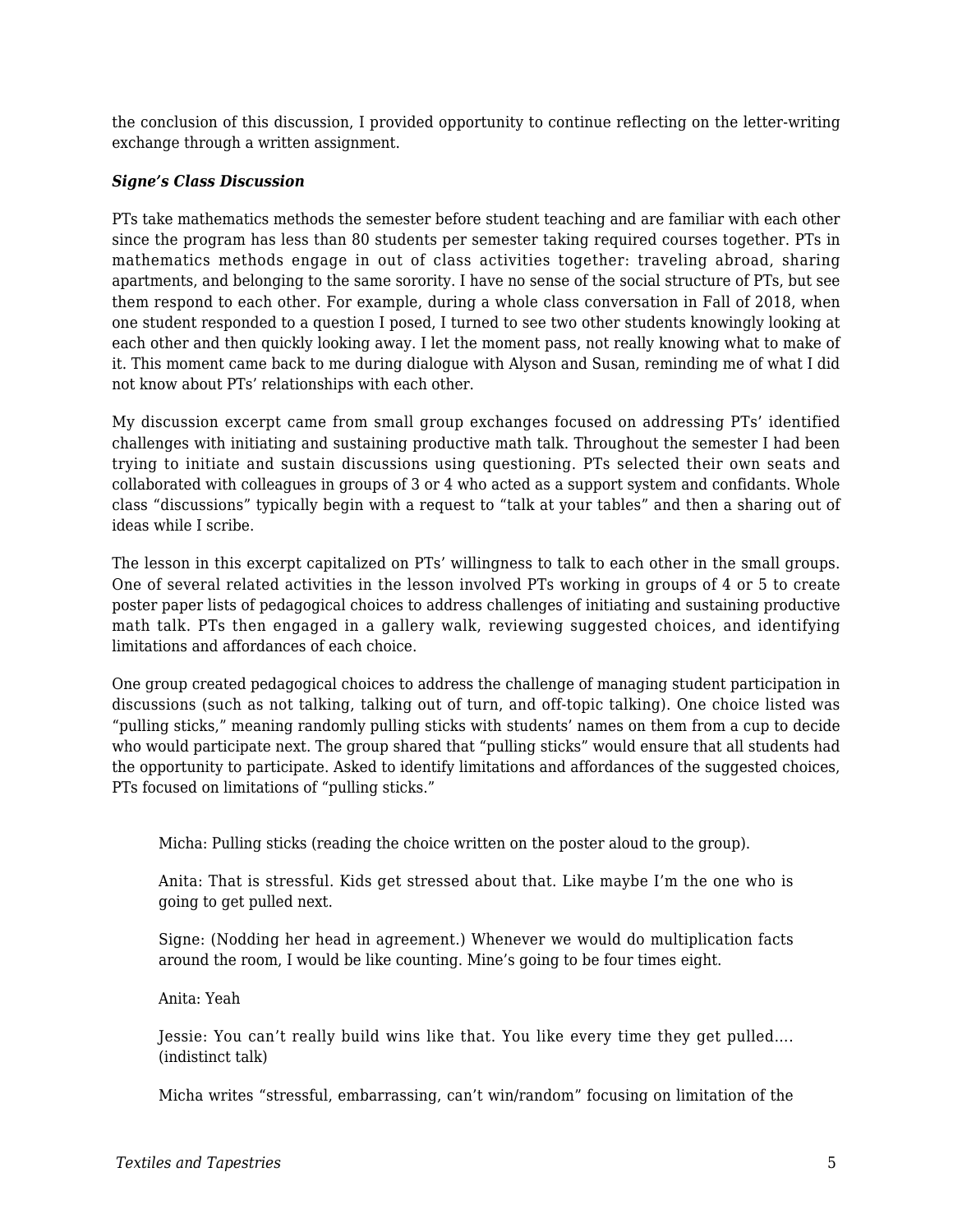the conclusion of this discussion, I provided opportunity to continue reflecting on the letter-writing exchange through a written assignment.

#### *Signe's Class Discussion*

PTs take mathematics methods the semester before student teaching and are familiar with each other since the program has less than 80 students per semester taking required courses together. PTs in mathematics methods engage in out of class activities together: traveling abroad, sharing apartments, and belonging to the same sorority. I have no sense of the social structure of PTs, but see them respond to each other. For example, during a whole class conversation in Fall of 2018, when one student responded to a question I posed, I turned to see two other students knowingly looking at each other and then quickly looking away. I let the moment pass, not really knowing what to make of it. This moment came back to me during dialogue with Alyson and Susan, reminding me of what I did not know about PTs' relationships with each other.

My discussion excerpt came from small group exchanges focused on addressing PTs' identified challenges with initiating and sustaining productive math talk. Throughout the semester I had been trying to initiate and sustain discussions using questioning. PTs selected their own seats and collaborated with colleagues in groups of 3 or 4 who acted as a support system and confidants. Whole class "discussions" typically begin with a request to "talk at your tables" and then a sharing out of ideas while I scribe.

The lesson in this excerpt capitalized on PTs' willingness to talk to each other in the small groups. One of several related activities in the lesson involved PTs working in groups of 4 or 5 to create poster paper lists of pedagogical choices to address challenges of initiating and sustaining productive math talk. PTs then engaged in a gallery walk, reviewing suggested choices, and identifying limitations and affordances of each choice.

One group created pedagogical choices to address the challenge of managing student participation in discussions (such as not talking, talking out of turn, and off-topic talking). One choice listed was "pulling sticks," meaning randomly pulling sticks with students' names on them from a cup to decide who would participate next. The group shared that "pulling sticks" would ensure that all students had the opportunity to participate. Asked to identify limitations and affordances of the suggested choices, PTs focused on limitations of "pulling sticks."

> Micha: Pulling sticks (reading the choice written on the poster aloud to the group).
>
> Anita: That is stressful. Kids get stressed about that. Like maybe I'm the one who is going to get pulled next.
>
> Signe: (Nodding her head in agreement.) Whenever we would do multiplication facts around the room, I would be like counting. Mine's going to be four times eight.
>
> Anita: Yeah
>
> Jessie: You can't really build wins like that. You like every time they get pulled…. (indistinct talk)
>
> Micha writes "stressful, embarrassing, can't win/random" focusing on limitation of the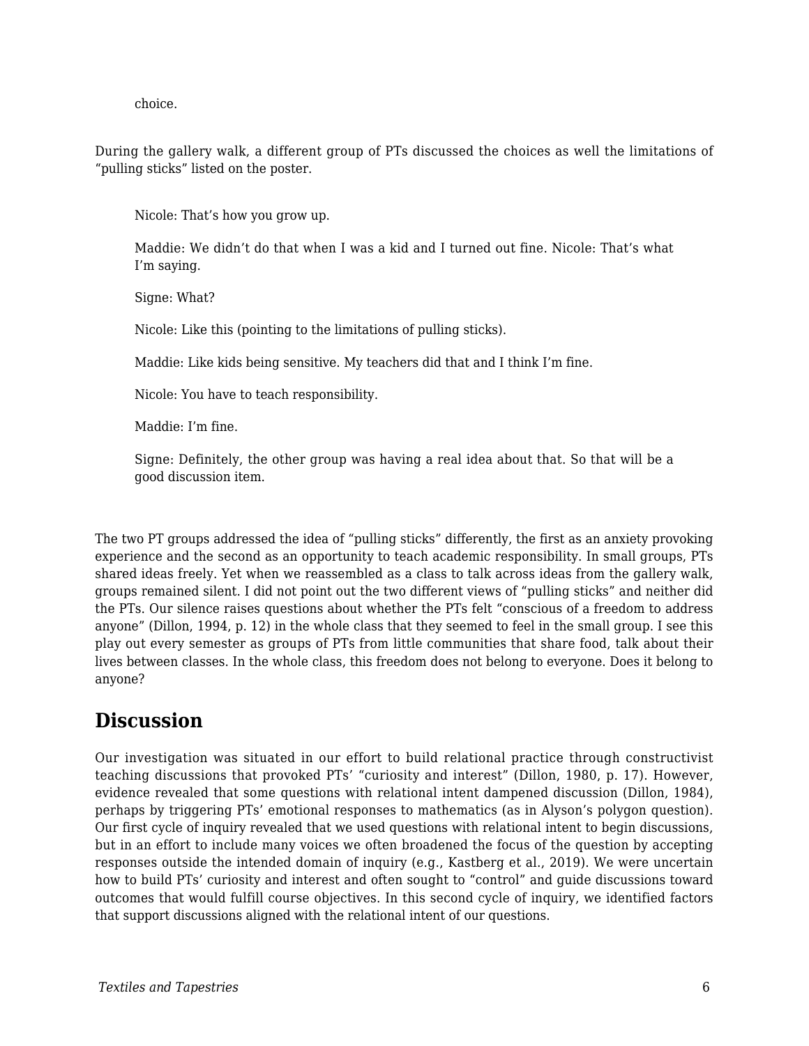choice.

During the gallery walk, a different group of PTs discussed the choices as well the limitations of “pulling sticks” listed on the poster.

> Nicole: That’s how you grow up.
>
> Maddie: We didn’t do that when I was a kid and I turned out fine. Nicole: That’s what I’m saying.
>
> Signe: What?
>
> Nicole: Like this (pointing to the limitations of pulling sticks).
>
> Maddie: Like kids being sensitive. My teachers did that and I think I’m fine.
>
> Nicole: You have to teach responsibility.
>
> Maddie: I’m fine.
>
> Signe: Definitely, the other group was having a real idea about that. So that will be a good discussion item.

The two PT groups addressed the idea of “pulling sticks” differently, the first as an anxiety provoking experience and the second as an opportunity to teach academic responsibility. In small groups, PTs shared ideas freely. Yet when we reassembled as a class to talk across ideas from the gallery walk, groups remained silent. I did not point out the two different views of “pulling sticks” and neither did the PTs. Our silence raises questions about whether the PTs felt “conscious of a freedom to address anyone” (Dillon, 1994, p. 12) in the whole class that they seemed to feel in the small group. I see this play out every semester as groups of PTs from little communities that share food, talk about their lives between classes. In the whole class, this freedom does not belong to everyone. Does it belong to anyone?

## Discussion

Our investigation was situated in our effort to build relational practice through constructivist teaching discussions that provoked PTs’ “curiosity and interest” (Dillon, 1980, p. 17). However, evidence revealed that some questions with relational intent dampened discussion (Dillon, 1984), perhaps by triggering PTs’ emotional responses to mathematics (as in Alyson’s polygon question). Our first cycle of inquiry revealed that we used questions with relational intent to begin discussions, but in an effort to include many voices we often broadened the focus of the question by accepting responses outside the intended domain of inquiry (e.g., Kastberg et al., 2019). We were uncertain how to build PTs’ curiosity and interest and often sought to “control” and guide discussions toward outcomes that would fulfill course objectives. In this second cycle of inquiry, we identified factors that support discussions aligned with the relational intent of our questions.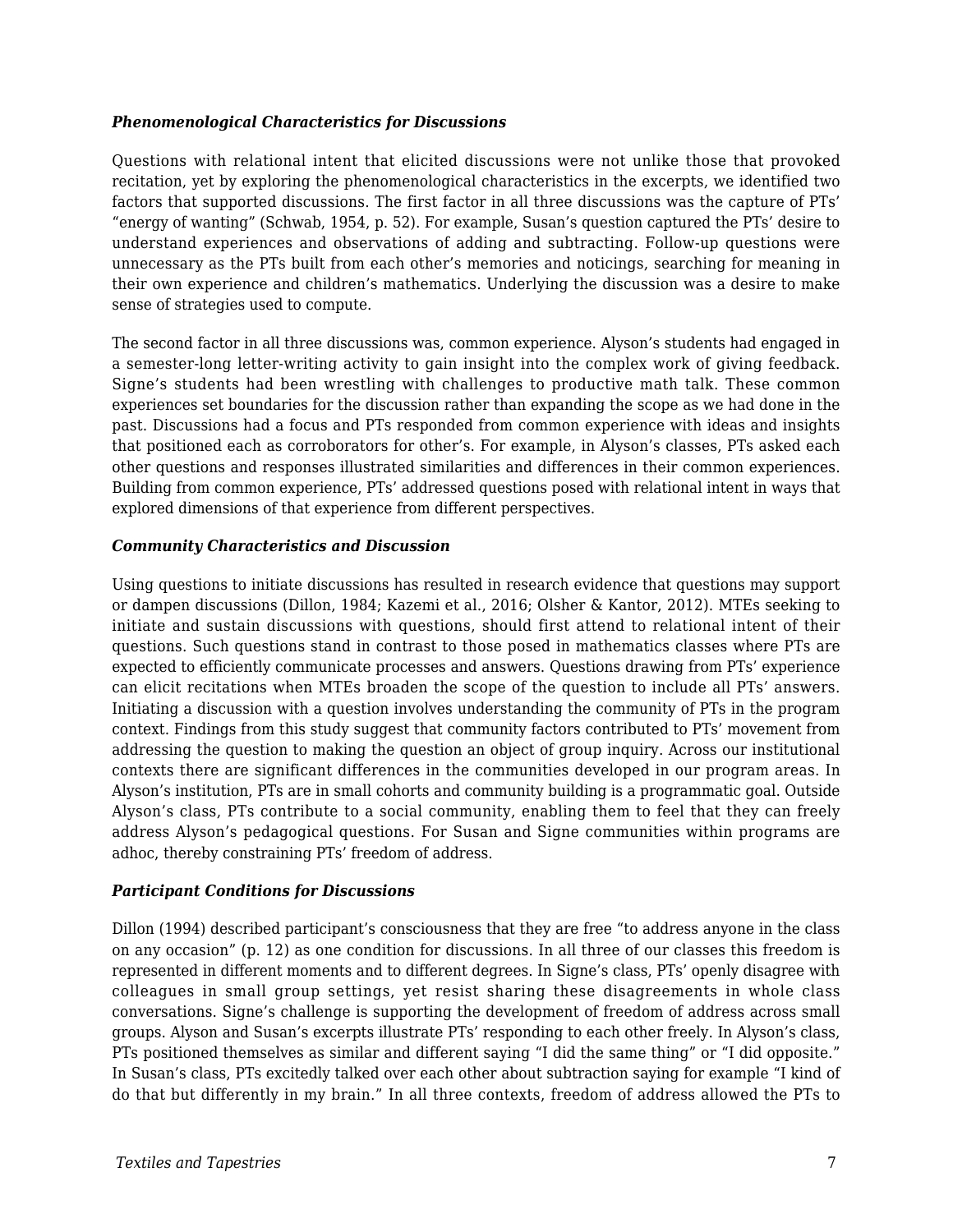### *Phenomenological Characteristics for Discussions*

Questions with relational intent that elicited discussions were not unlike those that provoked recitation, yet by exploring the phenomenological characteristics in the excerpts, we identified two factors that supported discussions. The first factor in all three discussions was the capture of PTs' "energy of wanting" (Schwab, 1954, p. 52). For example, Susan's question captured the PTs' desire to understand experiences and observations of adding and subtracting. Follow-up questions were unnecessary as the PTs built from each other's memories and noticings, searching for meaning in their own experience and children's mathematics. Underlying the discussion was a desire to make sense of strategies used to compute.

The second factor in all three discussions was, common experience. Alyson's students had engaged in a semester-long letter-writing activity to gain insight into the complex work of giving feedback. Signe's students had been wrestling with challenges to productive math talk. These common experiences set boundaries for the discussion rather than expanding the scope as we had done in the past. Discussions had a focus and PTs responded from common experience with ideas and insights that positioned each as corroborators for other's. For example, in Alyson's classes, PTs asked each other questions and responses illustrated similarities and differences in their common experiences. Building from common experience, PTs' addressed questions posed with relational intent in ways that explored dimensions of that experience from different perspectives.

### *Community Characteristics and Discussion*

Using questions to initiate discussions has resulted in research evidence that questions may support or dampen discussions (Dillon, 1984; Kazemi et al., 2016; Olsher & Kantor, 2012). MTEs seeking to initiate and sustain discussions with questions, should first attend to relational intent of their questions. Such questions stand in contrast to those posed in mathematics classes where PTs are expected to efficiently communicate processes and answers. Questions drawing from PTs' experience can elicit recitations when MTEs broaden the scope of the question to include all PTs' answers. Initiating a discussion with a question involves understanding the community of PTs in the program context. Findings from this study suggest that community factors contributed to PTs' movement from addressing the question to making the question an object of group inquiry. Across our institutional contexts there are significant differences in the communities developed in our program areas. In Alyson's institution, PTs are in small cohorts and community building is a programmatic goal. Outside Alyson's class, PTs contribute to a social community, enabling them to feel that they can freely address Alyson's pedagogical questions. For Susan and Signe communities within programs are adhoc, thereby constraining PTs' freedom of address.

### *Participant Conditions for Discussions*

Dillon (1994) described participant's consciousness that they are free "to address anyone in the class on any occasion" (p. 12) as one condition for discussions. In all three of our classes this freedom is represented in different moments and to different degrees. In Signe's class, PTs' openly disagree with colleagues in small group settings, yet resist sharing these disagreements in whole class conversations. Signe's challenge is supporting the development of freedom of address across small groups. Alyson and Susan's excerpts illustrate PTs' responding to each other freely. In Alyson's class, PTs positioned themselves as similar and different saying "I did the same thing" or "I did opposite." In Susan's class, PTs excitedly talked over each other about subtraction saying for example "I kind of do that but differently in my brain." In all three contexts, freedom of address allowed the PTs to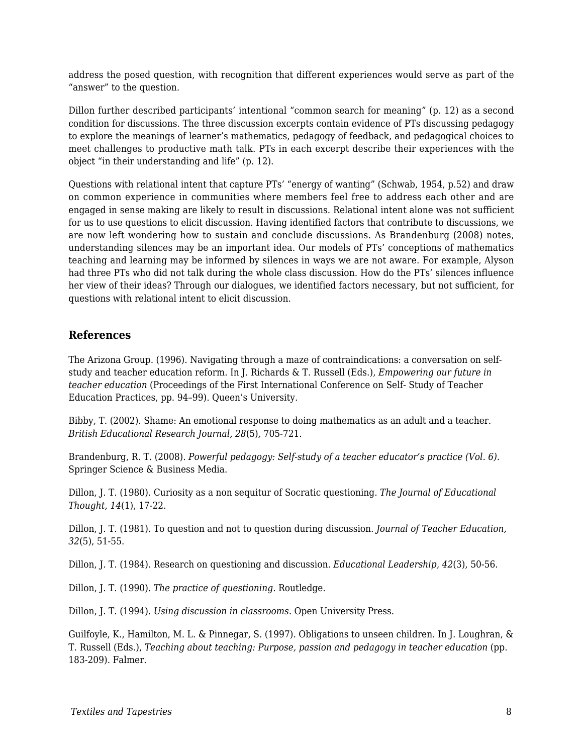address the posed question, with recognition that different experiences would serve as part of the "answer" to the question.

Dillon further described participants' intentional "common search for meaning" (p. 12) as a second condition for discussions. The three discussion excerpts contain evidence of PTs discussing pedagogy to explore the meanings of learner's mathematics, pedagogy of feedback, and pedagogical choices to meet challenges to productive math talk. PTs in each excerpt describe their experiences with the object "in their understanding and life" (p. 12).

Questions with relational intent that capture PTs' "energy of wanting" (Schwab, 1954, p.52) and draw on common experience in communities where members feel free to address each other and are engaged in sense making are likely to result in discussions. Relational intent alone was not sufficient for us to use questions to elicit discussion. Having identified factors that contribute to discussions, we are now left wondering how to sustain and conclude discussions. As Brandenburg (2008) notes, understanding silences may be an important idea. Our models of PTs' conceptions of mathematics teaching and learning may be informed by silences in ways we are not aware. For example, Alyson had three PTs who did not talk during the whole class discussion. How do the PTs' silences influence her view of their ideas? Through our dialogues, we identified factors necessary, but not sufficient, for questions with relational intent to elicit discussion.

## References

The Arizona Group. (1996). Navigating through a maze of contraindications: a conversation on self-study and teacher education reform. In J. Richards & T. Russell (Eds.), *Empowering our future in teacher education* (Proceedings of the First International Conference on Self- Study of Teacher Education Practices, pp. 94–99). Queen's University.

Bibby, T. (2002). Shame: An emotional response to doing mathematics as an adult and a teacher. *British Educational Research Journal, 28*(5), 705-721.

Brandenburg, R. T. (2008). *Powerful pedagogy: Self-study of a teacher educator's practice (Vol. 6).* Springer Science & Business Media.

Dillon, J. T. (1980). Curiosity as a non sequitur of Socratic questioning. *The Journal of Educational Thought, 14*(1), 17-22.

Dillon, J. T. (1981). To question and not to question during discussion. *Journal of Teacher Education, 32*(5), 51-55.

Dillon, J. T. (1984). Research on questioning and discussion. *Educational Leadership, 42*(3), 50-56.

Dillon, J. T. (1990). *The practice of questioning.* Routledge.

Dillon, J. T. (1994). *Using discussion in classrooms*. Open University Press.

Guilfoyle, K., Hamilton, M. L. & Pinnegar, S. (1997). Obligations to unseen children. In J. Loughran, & T. Russell (Eds.), *Teaching about teaching: Purpose, passion and pedagogy in teacher education* (pp. 183-209). Falmer.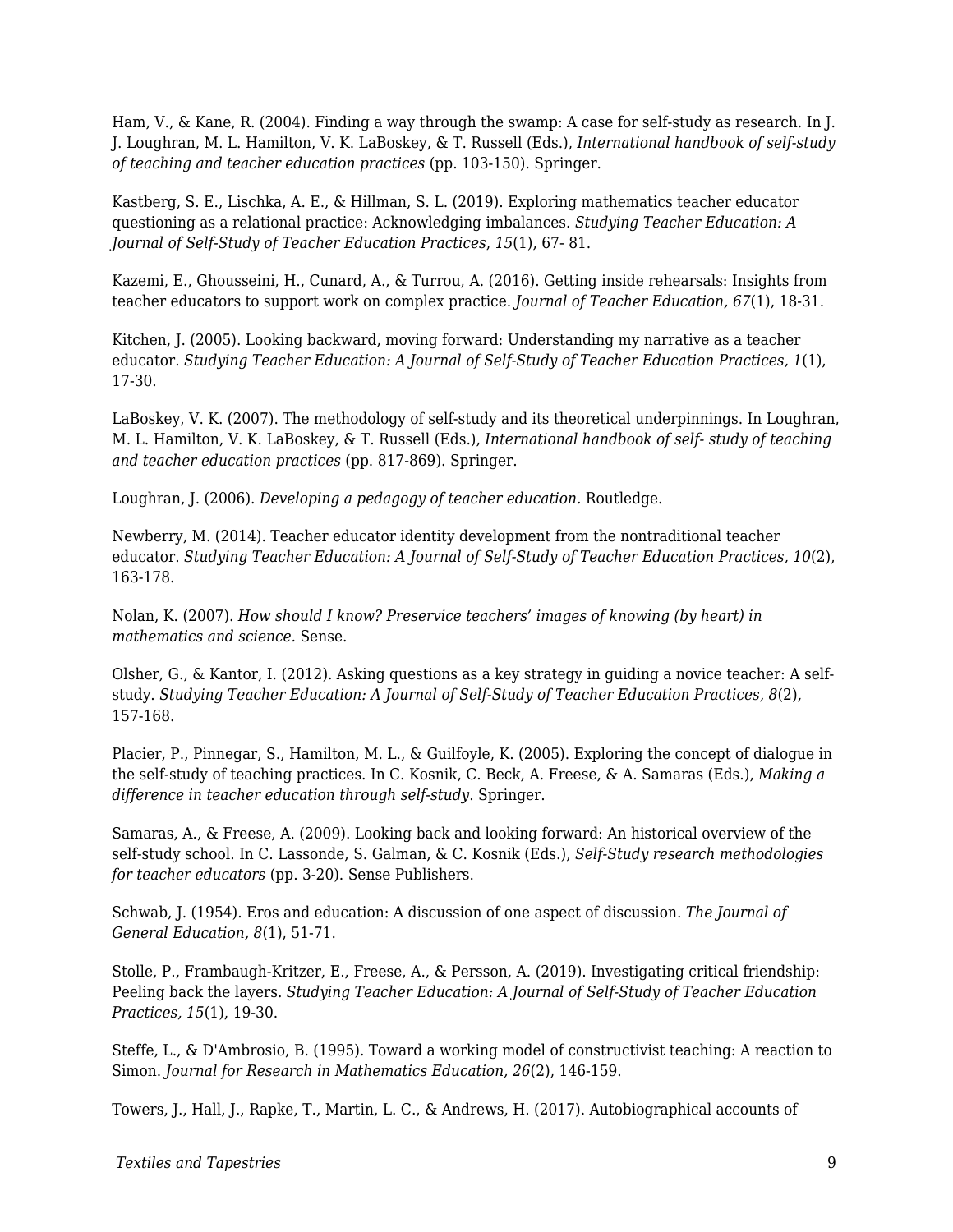Ham, V., & Kane, R. (2004). Finding a way through the swamp: A case for self-study as research. In J. J. Loughran, M. L. Hamilton, V. K. LaBoskey, & T. Russell (Eds.), *International handbook of self-study of teaching and teacher education practices* (pp. 103-150). Springer.

Kastberg, S. E., Lischka, A. E., & Hillman, S. L. (2019). Exploring mathematics teacher educator questioning as a relational practice: Acknowledging imbalances. *Studying Teacher Education: A Journal of Self-Study of Teacher Education Practices*, *15*(1), 67- 81.

Kazemi, E., Ghousseini, H., Cunard, A., & Turrou, A. (2016). Getting inside rehearsals: Insights from teacher educators to support work on complex practice. *Journal of Teacher Education, 67*(1), 18-31.

Kitchen, J. (2005). Looking backward, moving forward: Understanding my narrative as a teacher educator. *Studying Teacher Education: A Journal of Self-Study of Teacher Education Practices, 1*(1), 17-30.

LaBoskey, V. K. (2007). The methodology of self-study and its theoretical underpinnings. In Loughran, M. L. Hamilton, V. K. LaBoskey, & T. Russell (Eds.), *International handbook of self- study of teaching and teacher education practices* (pp. 817-869). Springer.

Loughran, J. (2006). *Developing a pedagogy of teacher education*. Routledge.

Newberry, M. (2014). Teacher educator identity development from the nontraditional teacher educator. *Studying Teacher Education: A Journal of Self-Study of Teacher Education Practices, 10*(2), 163-178.

Nolan, K. (2007). *How should I know? Preservice teachers' images of knowing (by heart) in mathematics and science.* Sense.

Olsher, G., & Kantor, I. (2012). Asking questions as a key strategy in guiding a novice teacher: A self-study. *Studying Teacher Education: A Journal of Self-Study of Teacher Education Practices, 8*(2), 157-168.

Placier, P., Pinnegar, S., Hamilton, M. L., & Guilfoyle, K. (2005). Exploring the concept of dialogue in the self-study of teaching practices. In C. Kosnik, C. Beck, A. Freese, & A. Samaras (Eds.), *Making a difference in teacher education through self-study*. Springer.

Samaras, A., & Freese, A. (2009). Looking back and looking forward: An historical overview of the self-study school. In C. Lassonde, S. Galman, & C. Kosnik (Eds.), *Self-Study research methodologies for teacher educators* (pp. 3-20). Sense Publishers.

Schwab, J. (1954). Eros and education: A discussion of one aspect of discussion. *The Journal of General Education, 8*(1), 51-71.

Stolle, P., Frambaugh-Kritzer, E., Freese, A., & Persson, A. (2019). Investigating critical friendship: Peeling back the layers. *Studying Teacher Education: A Journal of Self-Study of Teacher Education Practices, 15*(1), 19-30.

Steffe, L., & D'Ambrosio, B. (1995). Toward a working model of constructivist teaching: A reaction to Simon. *Journal for Research in Mathematics Education, 26*(2), 146-159.

Towers, J., Hall, J., Rapke, T., Martin, L. C., & Andrews, H. (2017). Autobiographical accounts of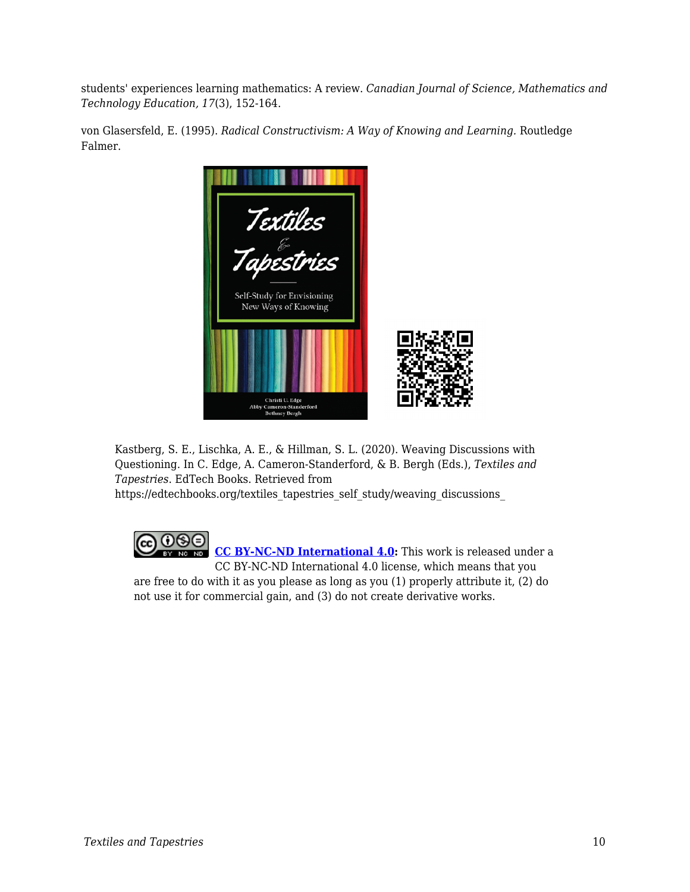students' experiences learning mathematics: A review. *Canadian Journal of Science, Mathematics and Technology Education, 17*(3), 152-164.

von Glasersfeld, E. (1995). *Radical Constructivism: A Way of Knowing and Learning.* Routledge Falmer.

Kastberg, S. E., Lischka, A. E., & Hillman, S. L. (2020). Weaving Discussions with Questioning. In C. Edge, A. Cameron-Standerford, & B. Bergh (Eds.), *Textiles and Tapestries*. EdTech Books. Retrieved from https://edtechbooks.org/textiles_tapestries_self_study/weaving_discussions_

**CC BY-NC-ND International 4.0:** This work is released under a CC BY-NC-ND International 4.0 license, which means that you are free to do with it as you please as long as you (1) properly attribute it, (2) do not use it for commercial gain, and (3) do not create derivative works.